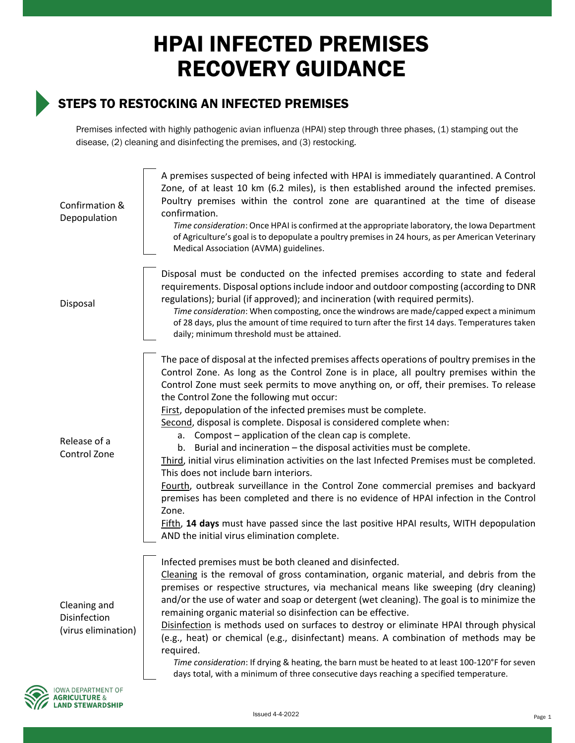# HPAI INFECTED PREMISES RECOVERY GUIDANCE

## STEPS TO RESTOCKING AN INFECTED PREMISES

Premises infected with highly pathogenic avian influenza (HPAI) step through three phases, (1) stamping out the disease, (2) cleaning and disinfecting the premises, and (3) restocking.

### Confirmation & Depopulation

A premises suspected of being infected with HPAI is immediately quarantined. A Control Zone, of at least 10 km (6.2 miles), is then established around the infected premises. Poultry premises within the control zone are quarantined at the time of disease confirmation.

*Time consideration*: Once HPAI is confirmed at the appropriate laboratory, the Iowa Department of Agriculture's goal is to depopulate a poultry premises in 24 hours, as per American Veterinary Medical Association (AVMA) guidelines.

### Disposal

Disposal must be conducted on the infected premises according to state and federal requirements. Disposal options include indoor and outdoor composting (according to DNR regulations); burial (if approved); and incineration (with required permits).

*Time consideration*: When composting, once the windrows are made/capped expect a minimum of 28 days, plus the amount of time required to turn after the first 14 days. Temperatures taken daily; minimum threshold must be attained.

### Release of a Control Zone

The pace of disposal at the infected premises affects operations of poultry premises in the Control Zone. As long as the Control Zone is in place, all poultry premises within the Control Zone must seek permits to move anything on, or off, their premises. To release the Control Zone the following mut occur:

<u>First</u>, depopulation of the infected premises must be complete.

<u>Second</u>, disposal is complete. Disposal is considered complete when:

a. Compost – application of the clean cap is complete.
b. Burial and incineration – the disposal activities must be complete.

<u>Third</u>, initial virus elimination activities on the last Infected Premises must be completed. This does not include barn interiors.

<u>Fourth</u>, outbreak surveillance in the Control Zone commercial premises and backyard premises has been completed and there is no evidence of HPAI infection in the Control Zone.

<u>Fifth</u>, **14 days** must have passed since the last positive HPAI results, WITH depopulation AND the initial virus elimination complete.

### Cleaning and Disinfection (virus elimination)

Infected premises must be both cleaned and disinfected.

<u>Cleaning</u> is the removal of gross contamination, organic material, and debris from the premises or respective structures, via mechanical means like sweeping (dry cleaning) and/or the use of water and soap or detergent (wet cleaning). The goal is to minimize the remaining organic material so disinfection can be effective.

<u>Disinfection</u> is methods used on surfaces to destroy or eliminate HPAI through physical (e.g., heat) or chemical (e.g., disinfectant) means. A combination of methods may be required.

*Time consideration*: If drying & heating, the barn must be heated to at least 100-120°F for seven days total, with a minimum of three consecutive days reaching a specified temperature.

Iowa Department of Agriculture & Land Stewardship

Issued 4-4-2022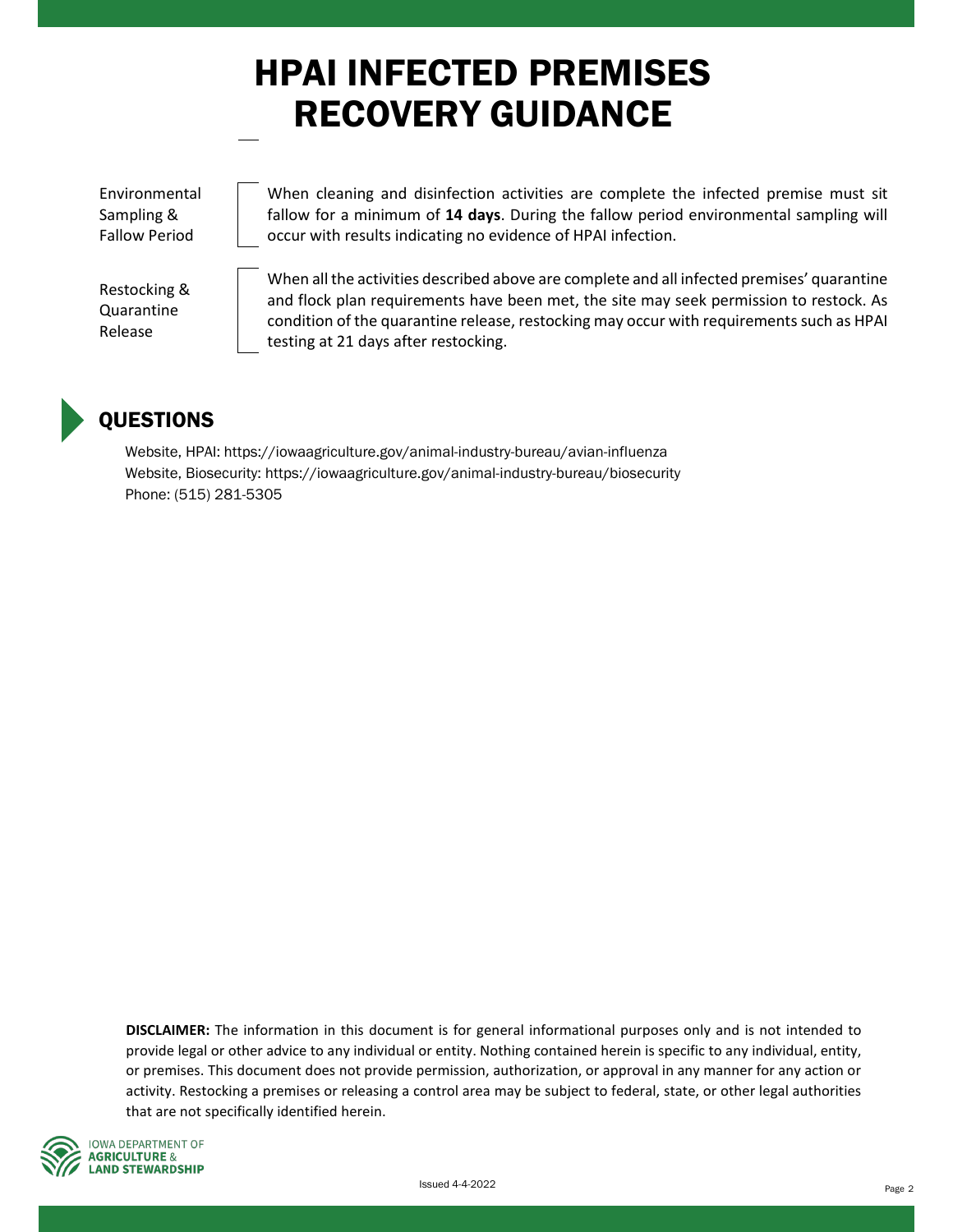# HPAI INFECTED PREMISES RECOVERY GUIDANCE

| | |
|---|---|
| Environmental Sampling & Fallow Period | When cleaning and disinfection activities are complete the infected premise must sit fallow for a minimum of **14 days**. During the fallow period environmental sampling will occur with results indicating no evidence of HPAI infection. |
| Restocking & Quarantine Release | When all the activities described above are complete and all infected premises' quarantine and flock plan requirements have been met, the site may seek permission to restock. As condition of the quarantine release, restocking may occur with requirements such as HPAI testing at 21 days after restocking. |

## QUESTIONS

Website, HPAI: https://iowaagriculture.gov/animal-industry-bureau/avian-influenza
Website, Biosecurity: https://iowaagriculture.gov/animal-industry-bureau/biosecurity
Phone: (515) 281-5305

**DISCLAIMER:** The information in this document is for general informational purposes only and is not intended to provide legal or other advice to any individual or entity. Nothing contained herein is specific to any individual, entity, or premises. This document does not provide permission, authorization, or approval in any manner for any action or activity. Restocking a premises or releasing a control area may be subject to federal, state, or other legal authorities that are not specifically identified herein.

IOWA DEPARTMENT OF AGRICULTURE & LAND STEWARDSHIP

Issued 4-4-2022